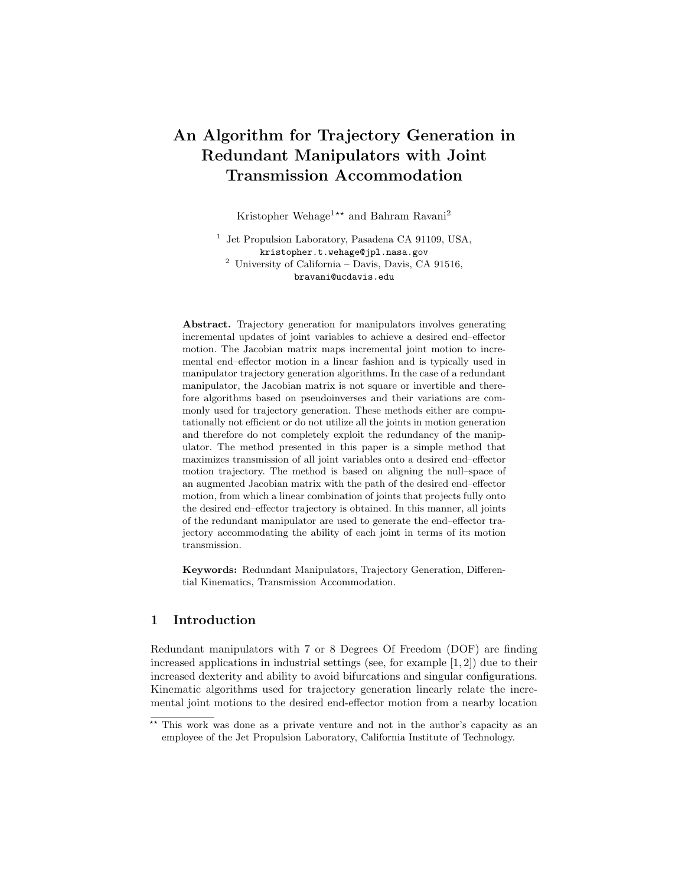# An Algorithm for Trajectory Generation in Redundant Manipulators with Joint Transmission Accommodation

Kristopher Wehage[1**] and Bahram Ravani[2]

[1] Jet Propulsion Laboratory, Pasadena CA 91109, USA,
kristopher.t.wehage@jpl.nasa.gov

[2] University of California – Davis, Davis, CA 91516,
bravani@ucdavis.edu

**Abstract.** Trajectory generation for manipulators involves generating incremental updates of joint variables to achieve a desired end–effector motion. The Jacobian matrix maps incremental joint motion to incremental end–effector motion in a linear fashion and is typically used in manipulator trajectory generation algorithms. In the case of a redundant manipulator, the Jacobian matrix is not square or invertible and therefore algorithms based on pseudoinverses and their variations are commonly used for trajectory generation. These methods either are computationally not efficient or do not utilize all the joints in motion generation and therefore do not completely exploit the redundancy of the manipulator. The method presented in this paper is a simple method that maximizes transmission of all joint variables onto a desired end–effector motion trajectory. The method is based on aligning the null–space of an augmented Jacobian matrix with the path of the desired end–effector motion, from which a linear combination of joints that projects fully onto the desired end–effector trajectory is obtained. In this manner, all joints of the redundant manipulator are used to generate the end–effector trajectory accommodating the ability of each joint in terms of its motion transmission.

**Keywords:** Redundant Manipulators, Trajectory Generation, Differential Kinematics, Transmission Accommodation.

## 1 Introduction

Redundant manipulators with 7 or 8 Degrees Of Freedom (DOF) are finding increased applications in industrial settings (see, for example [1, 2]) due to their increased dexterity and ability to avoid bifurcations and singular configurations. Kinematic algorithms used for trajectory generation linearly relate the incremental joint motions to the desired end-effector motion from a nearby location

[**] This work was done as a private venture and not in the author's capacity as an employee of the Jet Propulsion Laboratory, California Institute of Technology.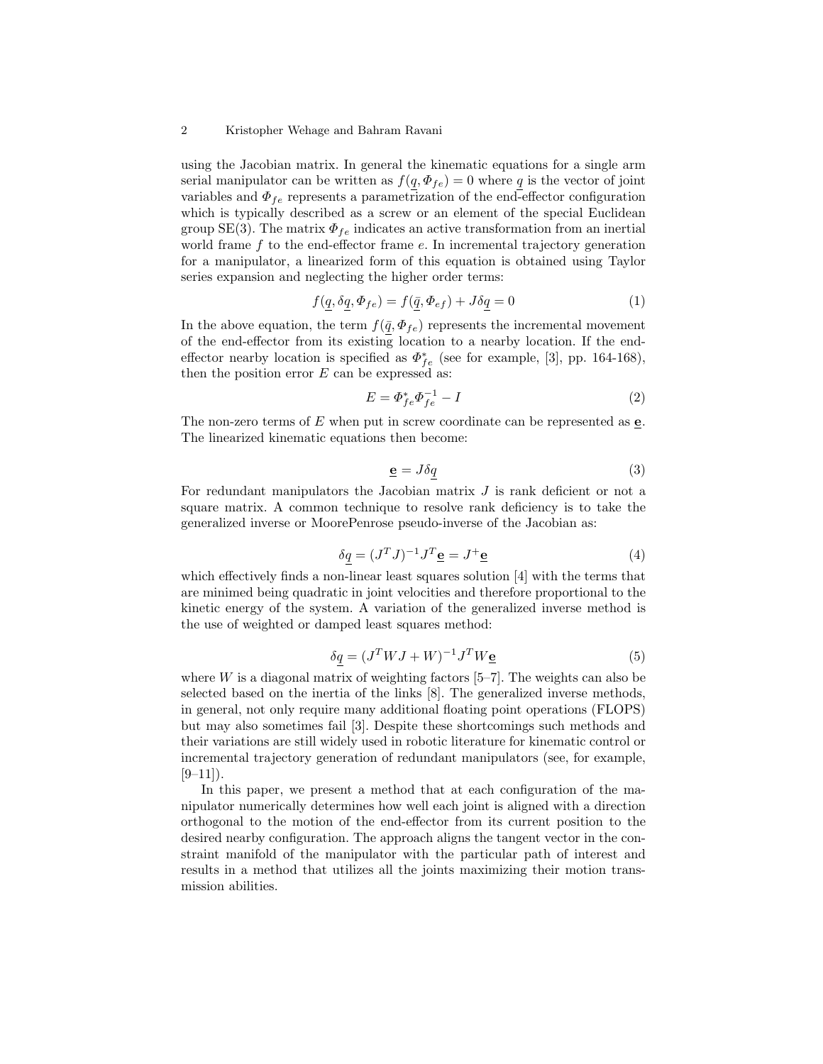using the Jacobian matrix. In general the kinematic equations for a single arm serial manipulator can be written as $f(\underline{q}, \Phi_{fe}) = 0$ where $\underline{q}$ is the vector of joint variables and $\Phi_{fe}$ represents a parametrization of the end-effector configuration which is typically described as a screw or an element of the special Euclidean group SE(3). The matrix $\Phi_{fe}$ indicates an active transformation from an inertial world frame $f$ to the end-effector frame $e$. In incremental trajectory generation for a manipulator, a linearized form of this equation is obtained using Taylor series expansion and neglecting the higher order terms:

$$f(\underline{q}, \delta\underline{q}, \Phi_{fe}) = f(\bar{\underline{q}}, \Phi_{ef}) + J\delta\underline{q} = 0 \tag{1}$$

In the above equation, the term $f(\bar{\underline{q}}, \Phi_{fe})$ represents the incremental movement of the end-effector from its existing location to a nearby location. If the end-effector nearby location is specified as $\Phi^{*}_{fe}$ (see for example, [3], pp. 164-168), then the position error $E$ can be expressed as:

$$E = \Phi^{*}_{fe}\Phi^{-1}_{fe} - I \tag{2}$$

The non-zero terms of $E$ when put in screw coordinate can be represented as $\underline{\mathbf{e}}$. The linearized kinematic equations then become:

$$\underline{\mathbf{e}} = J\delta\underline{q} \tag{3}$$

For redundant manipulators the Jacobian matrix $J$ is rank deficient or not a square matrix. A common technique to resolve rank deficiency is to take the generalized inverse or MoorePenrose pseudo-inverse of the Jacobian as:

$$\delta\underline{q} = (J^T J)^{-1} J^T \underline{\mathbf{e}} = J^{+}\underline{\mathbf{e}} \tag{4}$$

which effectively finds a non-linear least squares solution [4] with the terms that are minimed being quadratic in joint velocities and therefore proportional to the kinetic energy of the system. A variation of the generalized inverse method is the use of weighted or damped least squares method:

$$\delta\underline{q} = (J^T W J + W)^{-1} J^T W \underline{\mathbf{e}} \tag{5}$$

where $W$ is a diagonal matrix of weighting factors [5–7]. The weights can also be selected based on the inertia of the links [8]. The generalized inverse methods, in general, not only require many additional floating point operations (FLOPS) but may also sometimes fail [3]. Despite these shortcomings such methods and their variations are still widely used in robotic literature for kinematic control or incremental trajectory generation of redundant manipulators (see, for example, [9–11]).

In this paper, we present a method that at each configuration of the manipulator numerically determines how well each joint is aligned with a direction orthogonal to the motion of the end-effector from its current position to the desired nearby configuration. The approach aligns the tangent vector in the constraint manifold of the manipulator with the particular path of interest and results in a method that utilizes all the joints maximizing their motion transmission abilities.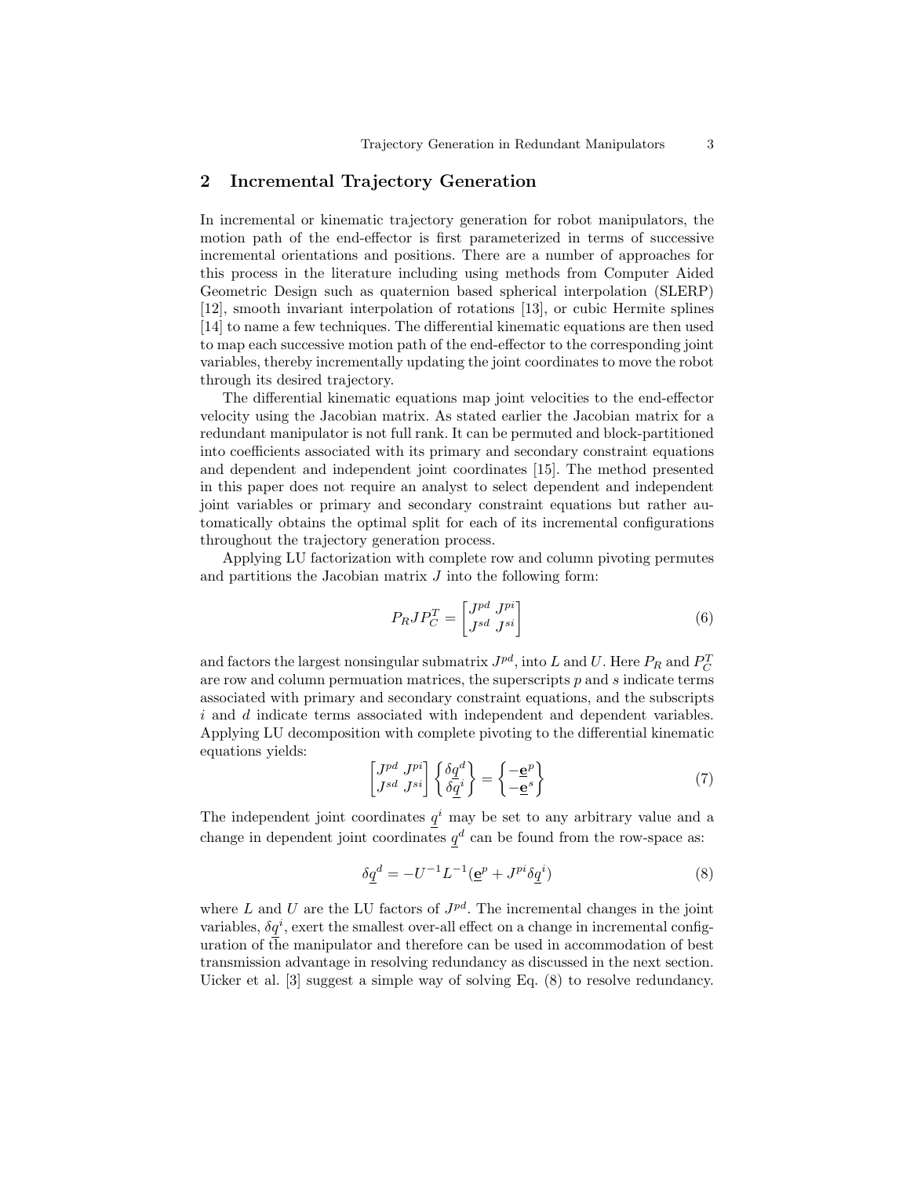## 2 Incremental Trajectory Generation

In incremental or kinematic trajectory generation for robot manipulators, the motion path of the end-effector is first parameterized in terms of successive incremental orientations and positions. There are a number of approaches for this process in the literature including using methods from Computer Aided Geometric Design such as quaternion based spherical interpolation (SLERP) [12], smooth invariant interpolation of rotations [13], or cubic Hermite splines [14] to name a few techniques. The differential kinematic equations are then used to map each successive motion path of the end-effector to the corresponding joint variables, thereby incrementally updating the joint coordinates to move the robot through its desired trajectory.

The differential kinematic equations map joint velocities to the end-effector velocity using the Jacobian matrix. As stated earlier the Jacobian matrix for a redundant manipulator is not full rank. It can be permuted and block-partitioned into coefficients associated with its primary and secondary constraint equations and dependent and independent joint coordinates [15]. The method presented in this paper does not require an analyst to select dependent and independent joint variables or primary and secondary constraint equations but rather automatically obtains the optimal split for each of its incremental configurations throughout the trajectory generation process.

Applying LU factorization with complete row and column pivoting permutes and partitions the Jacobian matrix $J$ into the following form:

$$P_R J P_C^T = \begin{bmatrix} J^{pd} & J^{pi} \\ J^{sd} & J^{si} \end{bmatrix} \tag{6}$$

and factors the largest nonsingular submatrix $J^{pd}$, into $L$ and $U$. Here $P_R$ and $P_C^T$ are row and column permuation matrices, the superscripts $p$ and $s$ indicate terms associated with primary and secondary constraint equations, and the subscripts $i$ and $d$ indicate terms associated with independent and dependent variables. Applying LU decomposition with complete pivoting to the differential kinematic equations yields:

$$\begin{bmatrix} J^{pd} & J^{pi} \\ J^{sd} & J^{si} \end{bmatrix} \begin{Bmatrix} \delta \underline{q}^d \\ \delta \underline{q}^i \end{Bmatrix} = \begin{Bmatrix} -\underline{\mathbf{e}}^p \\ -\underline{\mathbf{e}}^s \end{Bmatrix} \tag{7}$$

The independent joint coordinates $\underline{q}^i$ may be set to any arbitrary value and a change in dependent joint coordinates $\underline{q}^d$ can be found from the row-space as:

$$\delta \underline{q}^d = -U^{-1} L^{-1} (\underline{\mathbf{e}}^p + J^{pi} \delta \underline{q}^i) \tag{8}$$

where $L$ and $U$ are the LU factors of $J^{pd}$. The incremental changes in the joint variables, $\delta \underline{q}^i$, exert the smallest over-all effect on a change in incremental configuration of the manipulator and therefore can be used in accommodation of best transmission advantage in resolving redundancy as discussed in the next section. Uicker et al. [3] suggest a simple way of solving Eq. (8) to resolve redundancy.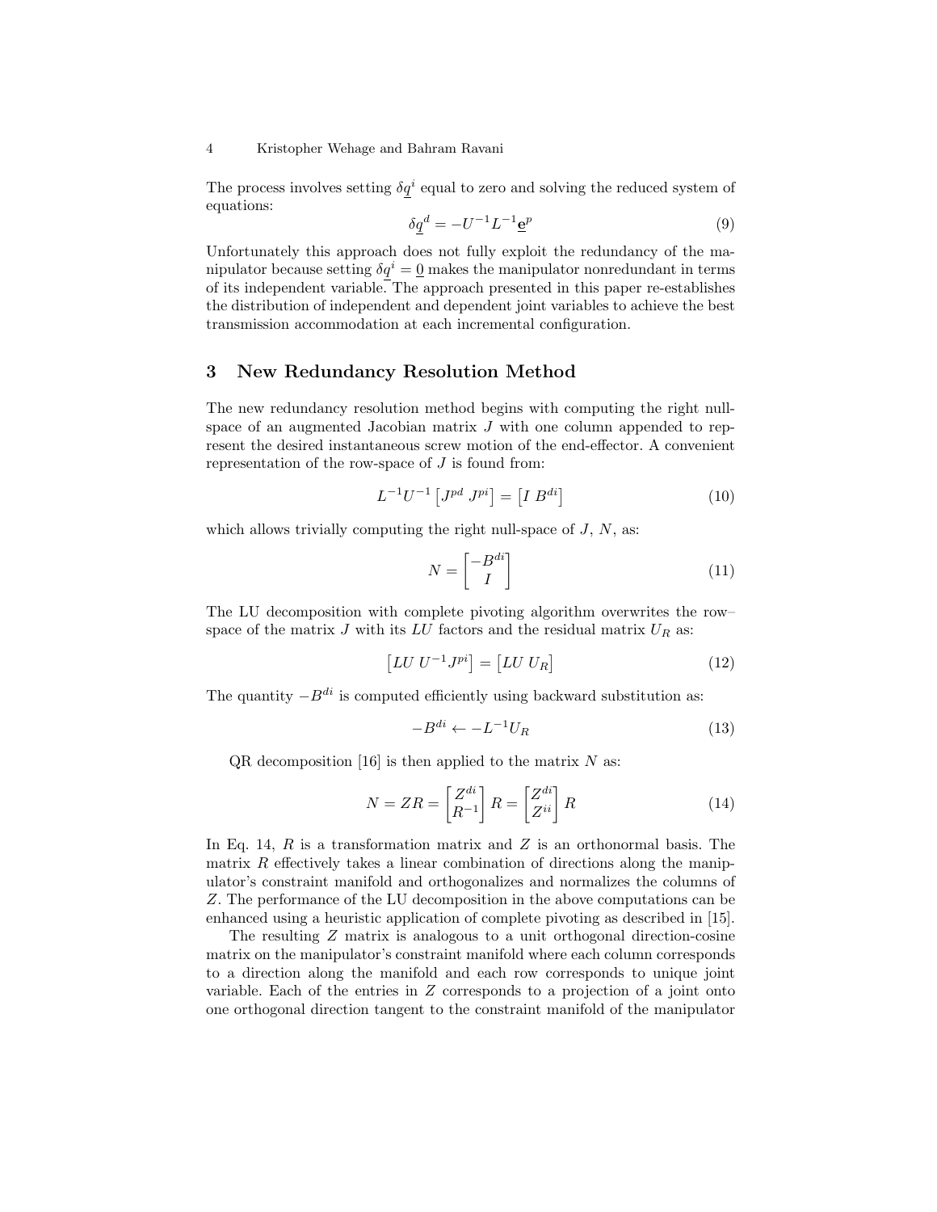The process involves setting $\delta \underline{q}^i$ equal to zero and solving the reduced system of equations:

$$\delta \underline{q}^d = -U^{-1} L^{-1} \underline{\mathbf{e}}^p \tag{9}$$

Unfortunately this approach does not fully exploit the redundancy of the manipulator because setting $\delta \underline{q}^i = \underline{0}$ makes the manipulator nonredundant in terms of its independent variable. The approach presented in this paper re-establishes the distribution of independent and dependent joint variables to achieve the best transmission accommodation at each incremental configuration.

## 3 New Redundancy Resolution Method

The new redundancy resolution method begins with computing the right null-space of an augmented Jacobian matrix $J$ with one column appended to represent the desired instantaneous screw motion of the end-effector. A convenient representation of the row-space of $J$ is found from:

$$L^{-1} U^{-1} \begin{bmatrix} J^{pd} \; J^{pi} \end{bmatrix} = \begin{bmatrix} I \; B^{di} \end{bmatrix} \tag{10}$$

which allows trivially computing the right null-space of $J$, $N$, as:

$$N = \begin{bmatrix} -B^{di} \\ I \end{bmatrix} \tag{11}$$

The LU decomposition with complete pivoting algorithm overwrites the row–space of the matrix $J$ with its $LU$ factors and the residual matrix $U_R$ as:

$$\begin{bmatrix} LU \; U^{-1} J^{pi} \end{bmatrix} = \begin{bmatrix} LU \; U_R \end{bmatrix} \tag{12}$$

The quantity $-B^{di}$ is computed efficiently using backward substitution as:

$$-B^{di} \leftarrow -L^{-1} U_R \tag{13}$$

QR decomposition [16] is then applied to the matrix $N$ as:

$$N = ZR = \begin{bmatrix} Z^{di} \\ R^{-1} \end{bmatrix} R = \begin{bmatrix} Z^{di} \\ Z^{ii} \end{bmatrix} R \tag{14}$$

In Eq. 14, $R$ is a transformation matrix and $Z$ is an orthonormal basis. The matrix $R$ effectively takes a linear combination of directions along the manipulator's constraint manifold and orthogonalizes and normalizes the columns of $Z$. The performance of the LU decomposition in the above computations can be enhanced using a heuristic application of complete pivoting as described in [15].

The resulting $Z$ matrix is analogous to a unit orthogonal direction-cosine matrix on the manipulator's constraint manifold where each column corresponds to a direction along the manifold and each row corresponds to unique joint variable. Each of the entries in $Z$ corresponds to a projection of a joint onto one orthogonal direction tangent to the constraint manifold of the manipulator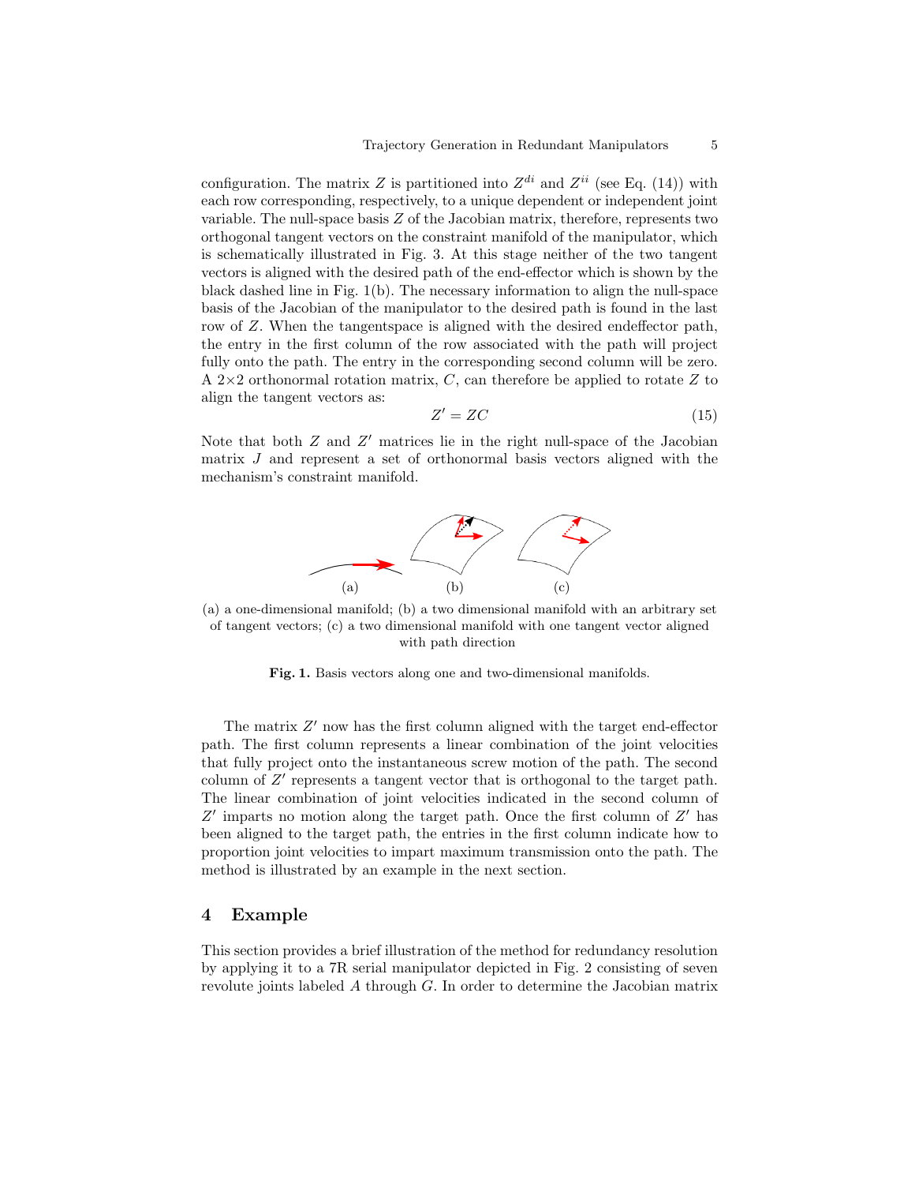configuration. The matrix $Z$ is partitioned into $Z^{di}$ and $Z^{ii}$ (see Eq. (14)) with each row corresponding, respectively, to a unique dependent or independent joint variable. The null-space basis $Z$ of the Jacobian matrix, therefore, represents two orthogonal tangent vectors on the constraint manifold of the manipulator, which is schematically illustrated in Fig. 3. At this stage neither of the two tangent vectors is aligned with the desired path of the end-effector which is shown by the black dashed line in Fig. 1(b). The necessary information to align the null-space basis of the Jacobian of the manipulator to the desired path is found in the last row of $Z$. When the tangentspace is aligned with the desired endeffector path, the entry in the first column of the row associated with the path will project fully onto the path. The entry in the corresponding second column will be zero. A $2\times2$ orthonormal rotation matrix, $C$, can therefore be applied to rotate $Z$ to align the tangent vectors as:

$$Z' = ZC \tag{15}$$

Note that both $Z$ and $Z'$ matrices lie in the right null-space of the Jacobian matrix $J$ and represent a set of orthonormal basis vectors aligned with the mechanism's constraint manifold.

(a) a one-dimensional manifold; (b) a two dimensional manifold with an arbitrary set of tangent vectors; (c) a two dimensional manifold with one tangent vector aligned with path direction

**Fig. 1.** Basis vectors along one and two-dimensional manifolds.

The matrix $Z'$ now has the first column aligned with the target end-effector path. The first column represents a linear combination of the joint velocities that fully project onto the instantaneous screw motion of the path. The second column of $Z'$ represents a tangent vector that is orthogonal to the target path. The linear combination of joint velocities indicated in the second column of $Z'$ imparts no motion along the target path. Once the first column of $Z'$ has been aligned to the target path, the entries in the first column indicate how to proportion joint velocities to impart maximum transmission onto the path. The method is illustrated by an example in the next section.

## 4 Example

This section provides a brief illustration of the method for redundancy resolution by applying it to a 7R serial manipulator depicted in Fig. 2 consisting of seven revolute joints labeled $A$ through $G$. In order to determine the Jacobian matrix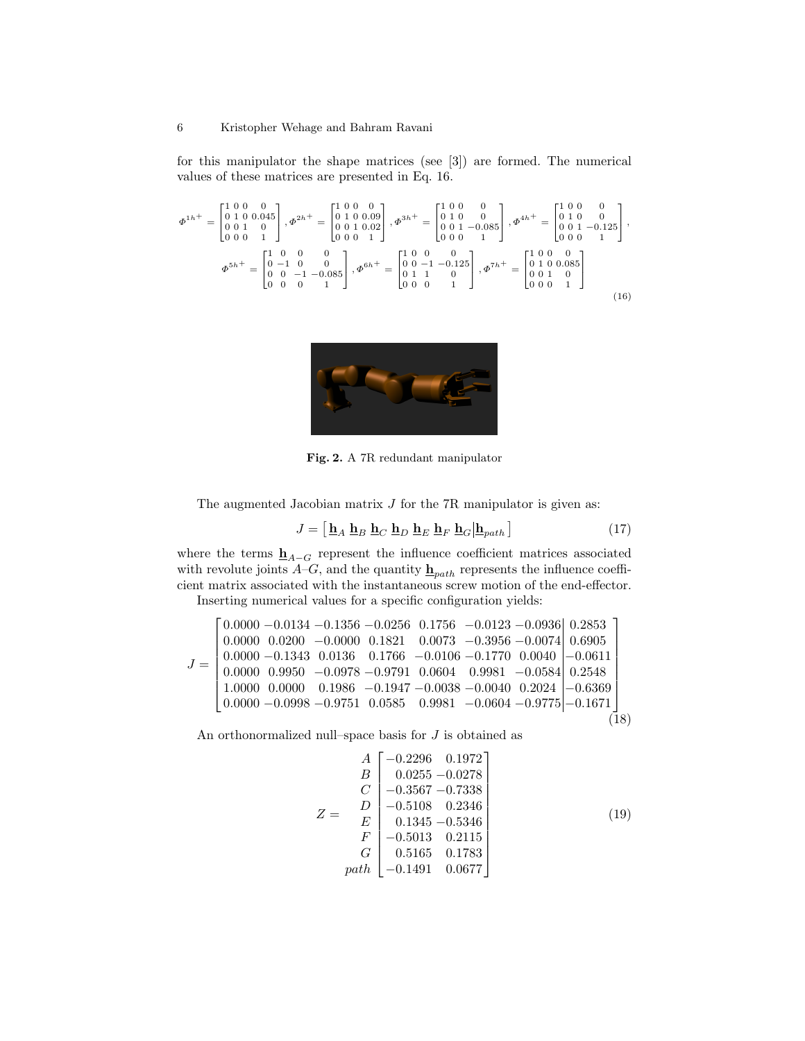for this manipulator the shape matrices (see [3]) are formed. The numerical values of these matrices are presented in Eq. 16.

$$\Phi^{1h+} = \begin{bmatrix} 1 & 0 & 0 & 0 \\ 0 & 1 & 0 & 0.045 \\ 0 & 0 & 1 & 0 \\ 0 & 0 & 0 & 1 \end{bmatrix}, \Phi^{2h+} = \begin{bmatrix} 1 & 0 & 0 & 0 \\ 0 & 1 & 0 & 0.09 \\ 0 & 0 & 1 & 0.02 \\ 0 & 0 & 0 & 1 \end{bmatrix}, \Phi^{3h+} = \begin{bmatrix} 1 & 0 & 0 & 0 \\ 0 & 1 & 0 & 0 \\ 0 & 0 & 1 & -0.085 \\ 0 & 0 & 0 & 1 \end{bmatrix}, \Phi^{4h+} = \begin{bmatrix} 1 & 0 & 0 & 0 \\ 0 & 1 & 0 & 0 \\ 0 & 0 & 1 & -0.125 \\ 0 & 0 & 0 & 1 \end{bmatrix},$$
$$\Phi^{5h+} = \begin{bmatrix} 1 & 0 & 0 & 0 \\ 0 & -1 & 0 & 0 \\ 0 & 0 & -1 & -0.085 \\ 0 & 0 & 0 & 1 \end{bmatrix}, \Phi^{6h+} = \begin{bmatrix} 1 & 0 & 0 & 0 \\ 0 & 0 & -1 & -0.125 \\ 0 & 1 & 1 & 0 \\ 0 & 0 & 0 & 1 \end{bmatrix}, \Phi^{7h+} = \begin{bmatrix} 1 & 0 & 0 & 0 \\ 0 & 1 & 0 & 0.085 \\ 0 & 0 & 1 & 0 \\ 0 & 0 & 0 & 1 \end{bmatrix} \tag{16}$$

**Fig. 2.** A 7R redundant manipulator

The augmented Jacobian matrix $J$ for the 7R manipulator is given as:

$$J = \left[ \underline{\mathbf{h}}_A \; \underline{\mathbf{h}}_B \; \underline{\mathbf{h}}_C \; \underline{\mathbf{h}}_D \; \underline{\mathbf{h}}_E \; \underline{\mathbf{h}}_F \; \underline{\mathbf{h}}_G \middle| \underline{\mathbf{h}}_{path} \right] \tag{17}$$

where the terms $\underline{\mathbf{h}}_{A-G}$ represent the influence coefficient matrices associated with revolute joints $A$–$G$, and the quantity $\underline{\mathbf{h}}_{path}$ represents the influence coefficient matrix associated with the instantaneous screw motion of the end-effector.

Inserting numerical values for a specific configuration yields:

$$J = \left[ \begin{array}{ccccccc|c} 0.0000 & -0.0134 & -0.1356 & -0.0256 & 0.1756 & -0.0123 & -0.0936 & 0.2853 \\ 0.0000 & 0.0200 & -0.0000 & 0.1821 & 0.0073 & -0.3956 & -0.0074 & 0.6905 \\ 0.0000 & -0.1343 & 0.0136 & 0.1766 & -0.0106 & -0.1770 & 0.0040 & -0.0611 \\ 0.0000 & 0.9950 & -0.0978 & -0.9791 & 0.0604 & 0.9981 & -0.0584 & 0.2548 \\ 1.0000 & 0.0000 & 0.1986 & -0.1947 & -0.0038 & -0.0040 & 0.2024 & -0.6369 \\ 0.0000 & -0.0998 & -0.9751 & 0.0585 & 0.9981 & -0.0604 & -0.9775 & -0.1671 \end{array} \right] \tag{18}$$

An orthonormalized null–space basis for $J$ is obtained as

$$Z = \begin{array}{c} A \\ B \\ C \\ D \\ E \\ F \\ G \\ path \end{array} \begin{bmatrix} -0.2296 & 0.1972 \\ 0.0255 & -0.0278 \\ -0.3567 & -0.7338 \\ -0.5108 & 0.2346 \\ 0.1345 & -0.5346 \\ -0.5013 & 0.2115 \\ 0.5165 & 0.1783 \\ -0.1491 & 0.0677 \end{bmatrix} \tag{19}$$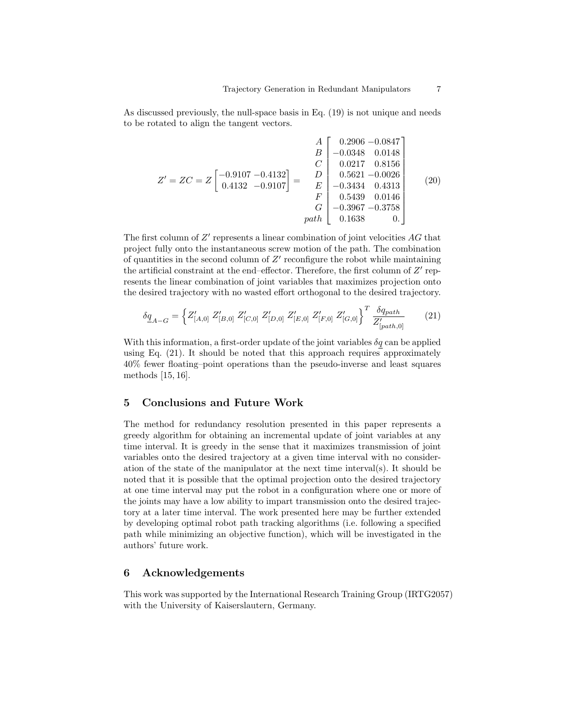As discussed previously, the null-space basis in Eq. (19) is not unique and needs to be rotated to align the tangent vectors.

$$Z' = ZC = Z \begin{bmatrix} -0.9107 & -0.4132 \\ 0.4132 & -0.9107 \end{bmatrix} = \begin{array}{c} A \\ B \\ C \\ D \\ E \\ F \\ G \\ path \end{array} \begin{bmatrix} 0.2906 & -0.0847 \\ -0.0348 & 0.0148 \\ 0.0217 & 0.8156 \\ 0.5621 & -0.0026 \\ -0.3434 & 0.4313 \\ 0.5439 & 0.0146 \\ -0.3967 & -0.3758 \\ 0.1638 & 0. \end{bmatrix} \tag{20}$$

The first column of $Z'$ represents a linear combination of joint velocities $AG$ that project fully onto the instantaneous screw motion of the path. The combination of quantities in the second column of $Z'$ reconfigure the robot while maintaining the artificial constraint at the end–effector. Therefore, the first column of $Z'$ represents the linear combination of joint variables that maximizes projection onto the desired trajectory with no wasted effort orthogonal to the desired trajectory.

$$\delta \underline{q}_{A-G} = \left\{ Z'_{[A,0]} \; Z'_{[B,0]} \; Z'_{[C,0]} \; Z'_{[D,0]} \; Z'_{[E,0]} \; Z'_{[F,0]} \; Z'_{[G,0]} \right\}^T \frac{\delta q_{path}}{Z'_{[path,0]}} \tag{21}$$

With this information, a first-order update of the joint variables $\delta \underline{q}$ can be applied using Eq. (21). It should be noted that this approach requires approximately 40% fewer floating–point operations than the pseudo-inverse and least squares methods [15, 16].

## 5 Conclusions and Future Work

The method for redundancy resolution presented in this paper represents a greedy algorithm for obtaining an incremental update of joint variables at any time interval. It is greedy in the sense that it maximizes transmission of joint variables onto the desired trajectory at a given time interval with no consideration of the state of the manipulator at the next time interval(s). It should be noted that it is possible that the optimal projection onto the desired trajectory at one time interval may put the robot in a configuration where one or more of the joints may have a low ability to impart transmission onto the desired trajectory at a later time interval. The work presented here may be further extended by developing optimal robot path tracking algorithms (i.e. following a specified path while minimizing an objective function), which will be investigated in the authors' future work.

## 6 Acknowledgements

This work was supported by the International Research Training Group (IRTG2057) with the University of Kaiserslautern, Germany.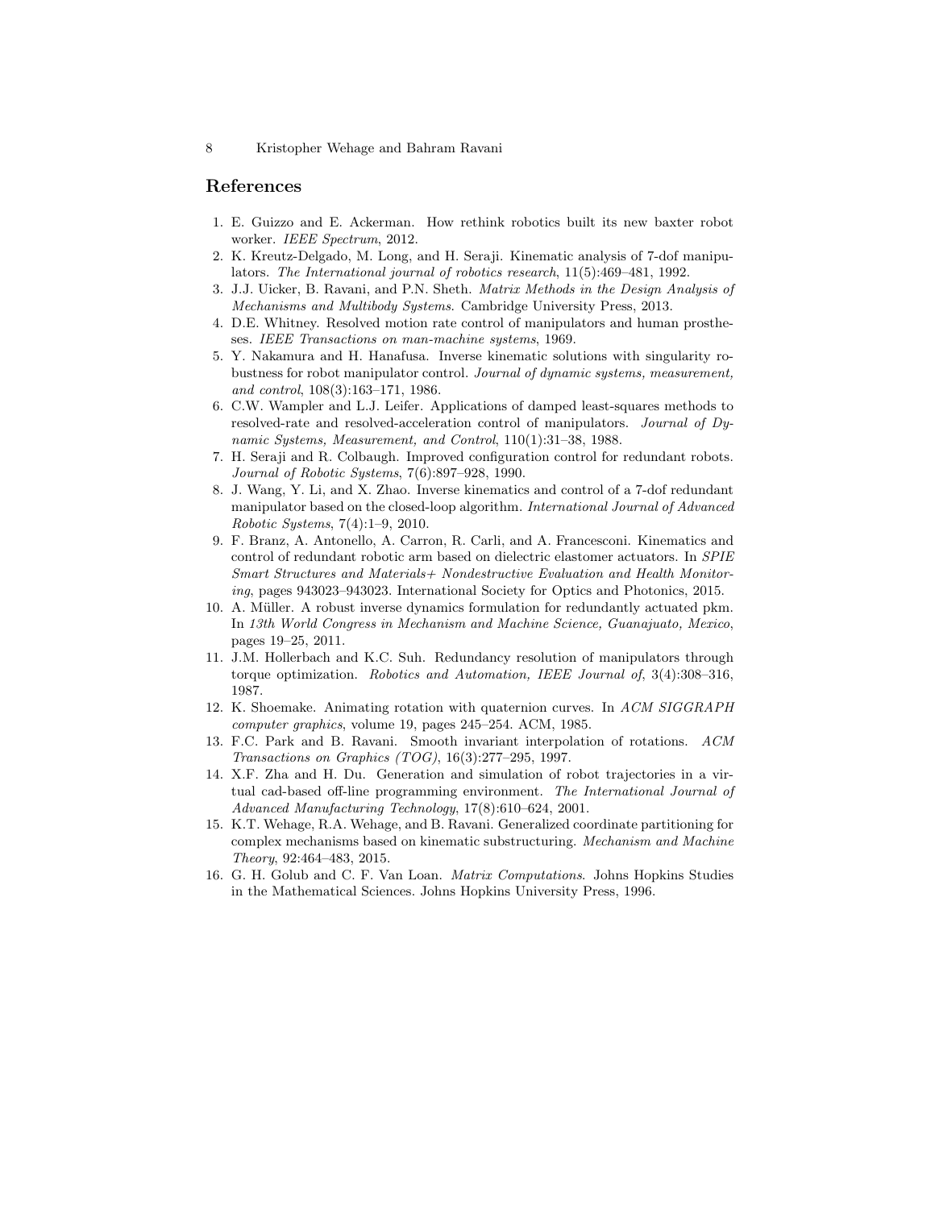## References

1. E. Guizzo and E. Ackerman. How rethink robotics built its new baxter robot worker. *IEEE Spectrum*, 2012.
2. K. Kreutz-Delgado, M. Long, and H. Seraji. Kinematic analysis of 7-dof manipulators. *The International journal of robotics research*, 11(5):469–481, 1992.
3. J.J. Uicker, B. Ravani, and P.N. Sheth. *Matrix Methods in the Design Analysis of Mechanisms and Multibody Systems*. Cambridge University Press, 2013.
4. D.E. Whitney. Resolved motion rate control of manipulators and human prostheses. *IEEE Transactions on man-machine systems*, 1969.
5. Y. Nakamura and H. Hanafusa. Inverse kinematic solutions with singularity robustness for robot manipulator control. *Journal of dynamic systems, measurement, and control*, 108(3):163–171, 1986.
6. C.W. Wampler and L.J. Leifer. Applications of damped least-squares methods to resolved-rate and resolved-acceleration control of manipulators. *Journal of Dynamic Systems, Measurement, and Control*, 110(1):31–38, 1988.
7. H. Seraji and R. Colbaugh. Improved configuration control for redundant robots. *Journal of Robotic Systems*, 7(6):897–928, 1990.
8. J. Wang, Y. Li, and X. Zhao. Inverse kinematics and control of a 7-dof redundant manipulator based on the closed-loop algorithm. *International Journal of Advanced Robotic Systems*, 7(4):1–9, 2010.
9. F. Branz, A. Antonello, A. Carron, R. Carli, and A. Francesconi. Kinematics and control of redundant robotic arm based on dielectric elastomer actuators. In *SPIE Smart Structures and Materials+ Nondestructive Evaluation and Health Monitoring*, pages 943023–943023. International Society for Optics and Photonics, 2015.
10. A. Müller. A robust inverse dynamics formulation for redundantly actuated pkm. In *13th World Congress in Mechanism and Machine Science, Guanajuato, Mexico*, pages 19–25, 2011.
11. J.M. Hollerbach and K.C. Suh. Redundancy resolution of manipulators through torque optimization. *Robotics and Automation, IEEE Journal of*, 3(4):308–316, 1987.
12. K. Shoemake. Animating rotation with quaternion curves. In *ACM SIGGRAPH computer graphics*, volume 19, pages 245–254. ACM, 1985.
13. F.C. Park and B. Ravani. Smooth invariant interpolation of rotations. *ACM Transactions on Graphics (TOG)*, 16(3):277–295, 1997.
14. X.F. Zha and H. Du. Generation and simulation of robot trajectories in a virtual cad-based off-line programming environment. *The International Journal of Advanced Manufacturing Technology*, 17(8):610–624, 2001.
15. K.T. Wehage, R.A. Wehage, and B. Ravani. Generalized coordinate partitioning for complex mechanisms based on kinematic substructuring. *Mechanism and Machine Theory*, 92:464–483, 2015.
16. G. H. Golub and C. F. Van Loan. *Matrix Computations*. Johns Hopkins Studies in the Mathematical Sciences. Johns Hopkins University Press, 1996.